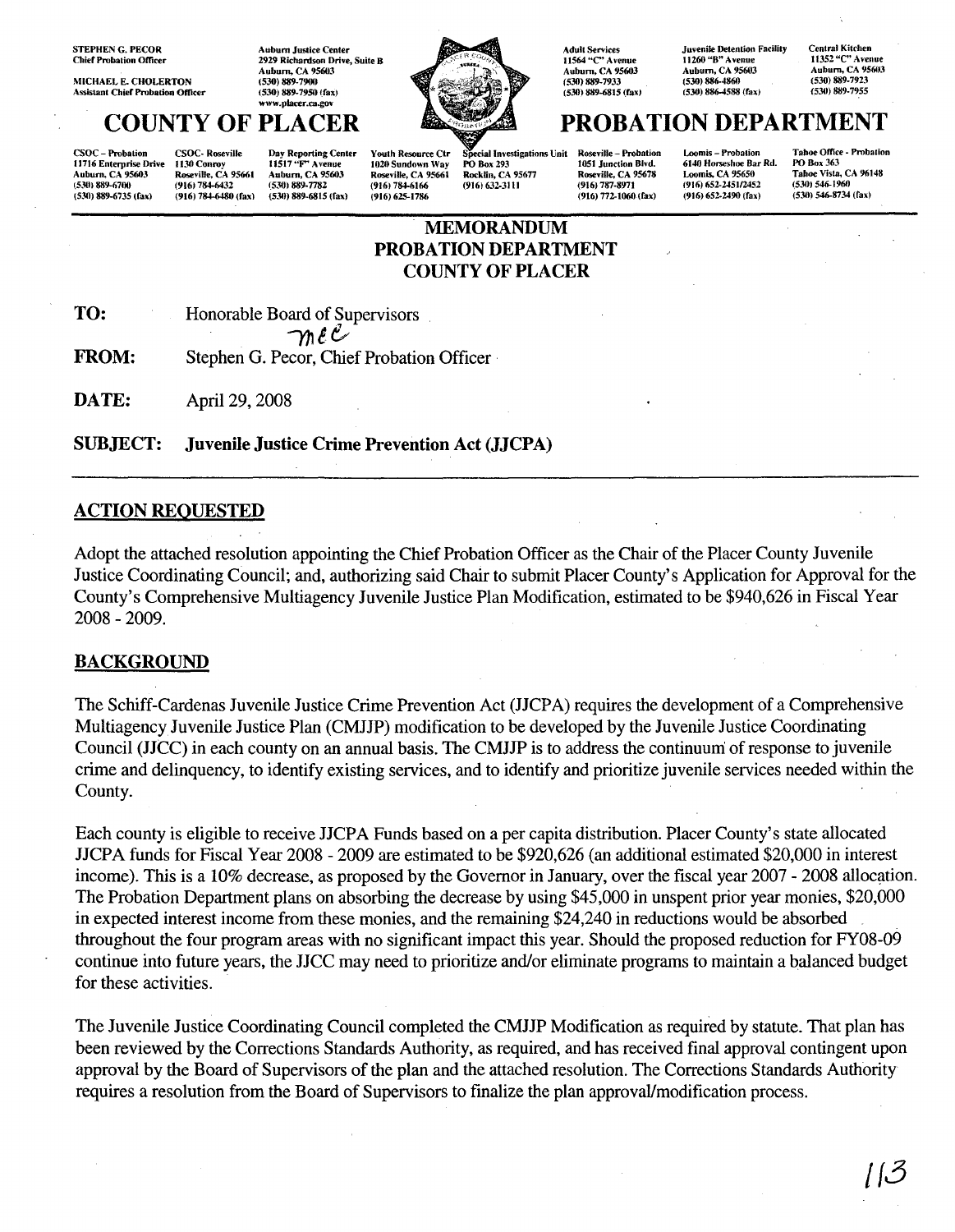STEPHEN G. PECOR
Chief Probation Officer

MICHAEL E. CHOLERTON
Assistant Chief Probation Officer

Auburn Justice Center
2929 Richardson Drive, Suite B
Auburn, CA 95603
(530) 889-7900
(530) 889-7950 (fax)
www.placer.ca.gov

Adult Services
11564 "C" Avenue
Auburn, CA 95603
(530) 889-7933
(530) 889-6815 (fax)

Juvenile Detention Facility
11260 "B" Avenue
Auburn, CA 95603
(530) 886-4860
(530) 886-4588 (fax)

Central Kitchen
11352 "C" Avenue
Auburn, CA 95603
(530) 889-7923
(530) 889-7955

# COUNTY OF PLACER PROBATION DEPARTMENT

CSOC – Probation
11716 Enterprise Drive
Auburn, CA 95603
(530) 889-6700
(530) 889-6735 (fax)

CSOC- Roseville
1130 Conroy
Roseville, CA 95661
(916) 784-6432
(916) 784-6480 (fax)

Day Reporting Center
11517 "F" Avenue
Auburn, CA 95603
(530) 889-7782
(530) 889-6815 (fax)

Youth Resource Ctr
1020 Sundown Way
Roseville, CA 95661
(916) 784-6166
(916) 625-1786

Special Investigations Unit
PO Box 293
Rocklin, CA 95677
(916) 632-3111

Roseville – Probation
1051 Junction Blvd.
Roseville, CA 95678
(916) 787-8971
(916) 772-1060 (fax)

Loomis – Probation
6140 Horseshoe Bar Rd.
Loomis, CA 95650
(916) 652-2451/2452
(916) 652-2490 (fax)

Tahoe Office - Probation
PO Box 363
Tahoe Vista, CA 96148
(530) 546-1960
(530) 546-8734 (fax)

## MEMORANDUM
## PROBATION DEPARTMENT
## COUNTY OF PLACER

**TO:** Honorable Board of Supervisors

**FROM:** Stephen G. Pecor, Chief Probation Officer

**DATE:** April 29, 2008

**SUBJECT: Juvenile Justice Crime Prevention Act (JJCPA)**

### ACTION REQUESTED

Adopt the attached resolution appointing the Chief Probation Officer as the Chair of the Placer County Juvenile Justice Coordinating Council; and, authorizing said Chair to submit Placer County's Application for Approval for the County's Comprehensive Multiagency Juvenile Justice Plan Modification, estimated to be $940,626 in Fiscal Year 2008 - 2009.

### BACKGROUND

The Schiff-Cardenas Juvenile Justice Crime Prevention Act (JJCPA) requires the development of a Comprehensive Multiagency Juvenile Justice Plan (CMJJP) modification to be developed by the Juvenile Justice Coordinating Council (JJCC) in each county on an annual basis. The CMJJP is to address the continuum of response to juvenile crime and delinquency, to identify existing services, and to identify and prioritize juvenile services needed within the County.

Each county is eligible to receive JJCPA Funds based on a per capita distribution. Placer County's state allocated JJCPA funds for Fiscal Year 2008 - 2009 are estimated to be $920,626 (an additional estimated $20,000 in interest income). This is a 10% decrease, as proposed by the Governor in January, over the fiscal year 2007 - 2008 allocation. The Probation Department plans on absorbing the decrease by using $45,000 in unspent prior year monies, $20,000 in expected interest income from these monies, and the remaining $24,240 in reductions would be absorbed throughout the four program areas with no significant impact this year. Should the proposed reduction for FY08-09 continue into future years, the JJCC may need to prioritize and/or eliminate programs to maintain a balanced budget for these activities.

The Juvenile Justice Coordinating Council completed the CMJJP Modification as required by statute. That plan has been reviewed by the Corrections Standards Authority, as required, and has received final approval contingent upon approval by the Board of Supervisors of the plan and the attached resolution. The Corrections Standards Authority requires a resolution from the Board of Supervisors to finalize the plan approval/modification process.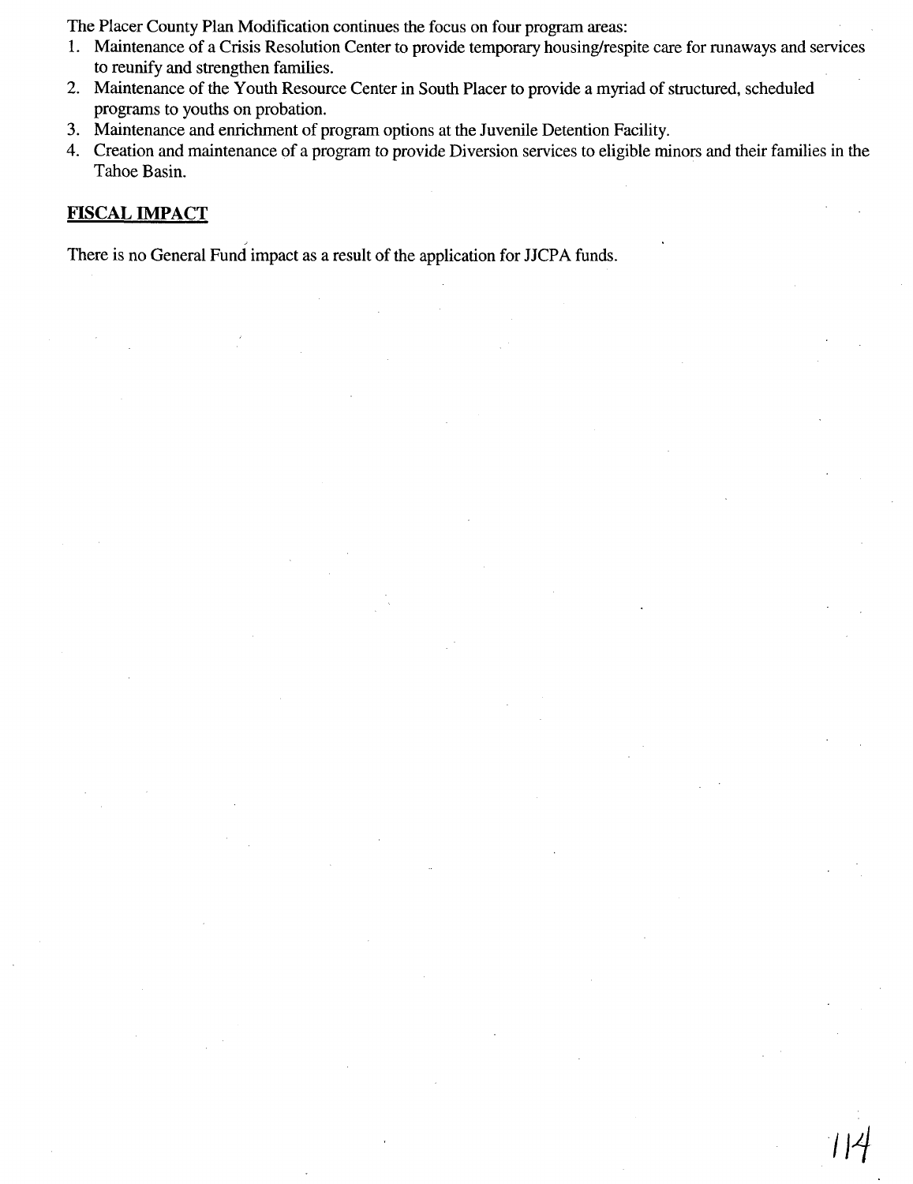The Placer County Plan Modification continues the focus on four program areas:

1. Maintenance of a Crisis Resolution Center to provide temporary housing/respite care for runaways and services to reunify and strengthen families.
2. Maintenance of the Youth Resource Center in South Placer to provide a myriad of structured, scheduled programs to youths on probation.
3. Maintenance and enrichment of program options at the Juvenile Detention Facility.
4. Creation and maintenance of a program to provide Diversion services to eligible minors and their families in the Tahoe Basin.

## FISCAL IMPACT

There is no General Fund impact as a result of the application for JJCPA funds.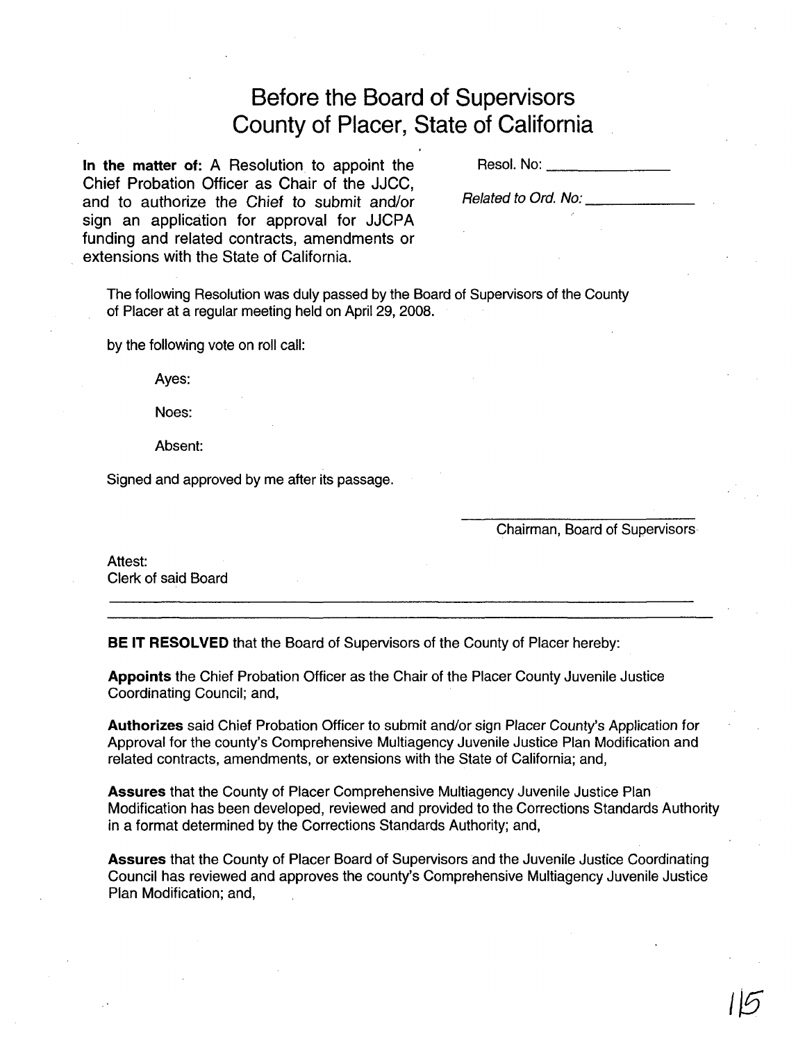# Before the Board of Supervisors
# County of Placer, State of California

**In the matter of:** A Resolution to appoint the Chief Probation Officer as Chair of the JJCC, and to authorize the Chief to submit and/or sign an application for approval for JJCPA funding and related contracts, amendments or extensions with the State of California.

Resol. No: _______________

*Related to Ord. No:* _______________

The following Resolution was duly passed by the Board of Supervisors of the County of Placer at a regular meeting held on April 29, 2008.

by the following vote on roll call:

Ayes:

Noes:

Absent:

Signed and approved by me after its passage.

_______________________________
Chairman, Board of Supervisors

Attest:
Clerk of said Board

_______________________________

---

**BE IT RESOLVED** that the Board of Supervisors of the County of Placer hereby:

**Appoints** the Chief Probation Officer as the Chair of the Placer County Juvenile Justice Coordinating Council; and,

**Authorizes** said Chief Probation Officer to submit and/or sign Placer County's Application for Approval for the county's Comprehensive Multiagency Juvenile Justice Plan Modification and related contracts, amendments, or extensions with the State of California; and,

**Assures** that the County of Placer Comprehensive Multiagency Juvenile Justice Plan Modification has been developed, reviewed and provided to the Corrections Standards Authority in a format determined by the Corrections Standards Authority; and,

**Assures** that the County of Placer Board of Supervisors and the Juvenile Justice Coordinating Council has reviewed and approves the county's Comprehensive Multiagency Juvenile Justice Plan Modification; and,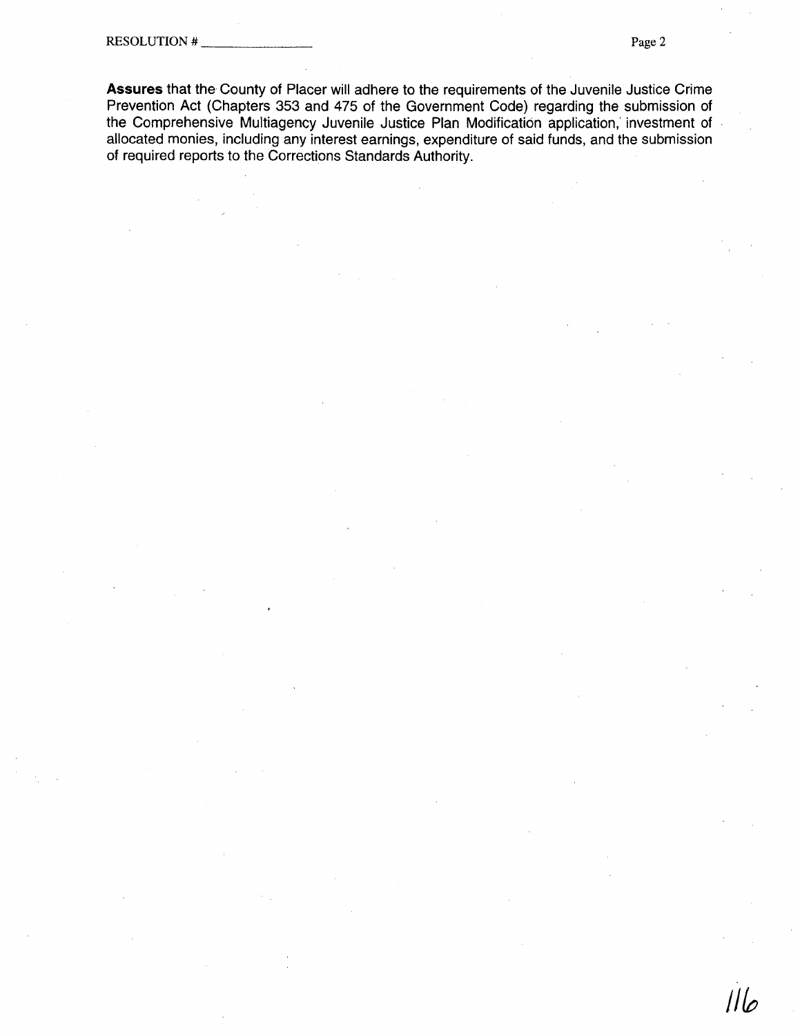**Assures** that the County of Placer will adhere to the requirements of the Juvenile Justice Crime Prevention Act (Chapters 353 and 475 of the Government Code) regarding the submission of the Comprehensive Multiagency Juvenile Justice Plan Modification application, investment of allocated monies, including any interest earnings, expenditure of said funds, and the submission of required reports to the Corrections Standards Authority.